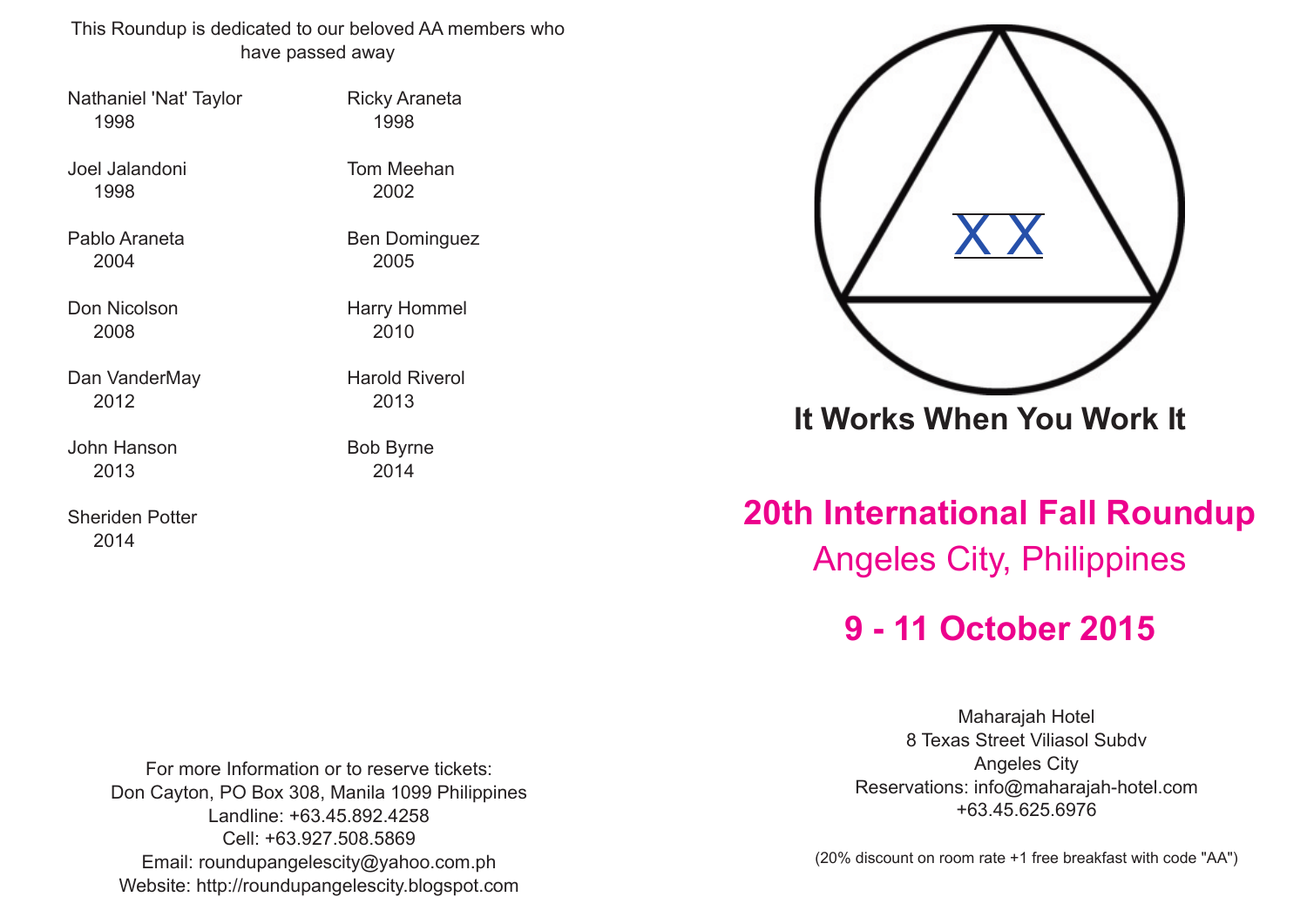This Roundup is dedicated to our beloved AA members who have passed away

Nathaniel 'Nat' Taylor
1998

Joel Jalandoni
1998

Pablo Araneta
2004

Don Nicolson
2008

Dan VanderMay
2012

John Hanson
2013

Sheriden Potter
2014

Ricky Araneta
1998

Tom Meehan
2002

Ben Dominguez
2005

Harry Hommel
2010

Harold Riverol
2013

Bob Byrne
2014

For more Information or to reserve tickets:
Don Cayton, PO Box 308, Manila 1099 Philippines
Landline: +63.45.892.4258
Cell: +63.927.508.5869
Email: roundupangelescity@yahoo.com.ph
Website: http://roundupangelescity.blogspot.com

XX

**It Works When You Work It**

# 20th International Fall Roundup

## Angeles City, Philippines

## 9 - 11 October 2015

Maharajah Hotel
8 Texas Street Viliasol Subdv
Angeles City
Reservations: info@maharajah-hotel.com
+63.45.625.6976

(20% discount on room rate +1 free breakfast with code "AA")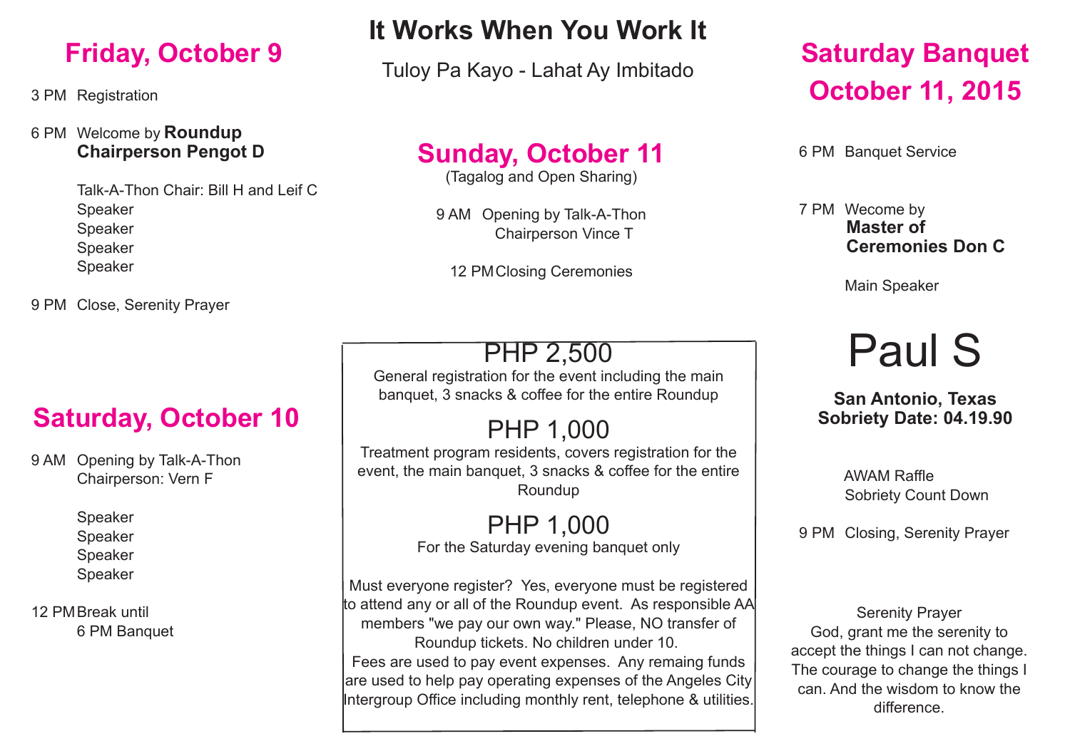# It Works When You Work It

Tuloy Pa Kayo - Lahat Ay Imbitado

## Friday, October 9

3 PM Registration

6 PM Welcome by **Roundup Chairperson Pengot D**

Talk-A-Thon Chair: Bill H and Leif C
Speaker
Speaker
Speaker
Speaker

9 PM Close, Serenity Prayer

## Saturday, October 10

9 AM Opening by Talk-A-Thon Chairperson: Vern F

Speaker
Speaker
Speaker
Speaker

12 PM Break until 6 PM Banquet

## Sunday, October 11

(Tagalog and Open Sharing)

9 AM Opening by Talk-A-Thon Chairperson Vince T

12 PM Closing Ceremonies

### PHP 2,500

General registration for the event including the main banquet, 3 snacks & coffee for the entire Roundup

### PHP 1,000

Treatment program residents, covers registration for the event, the main banquet, 3 snacks & coffee for the entire Roundup

### PHP 1,000

For the Saturday evening banquet only

Must everyone register? Yes, everyone must be registered to attend any or all of the Roundup event. As responsible AA members "we pay our own way." Please, NO transfer of Roundup tickets. No children under 10.
Fees are used to pay event expenses. Any remaing funds are used to help pay operating expenses of the Angeles City Intergroup Office including monthly rent, telephone & utilities.

## Saturday Banquet October 11, 2015

6 PM Banquet Service

7 PM Wecome by **Master of Ceremonies Don C**

Main Speaker

# Paul S

**San Antonio, Texas**
**Sobriety Date: 04.19.90**

AWAM Raffle
Sobriety Count Down

9 PM Closing, Serenity Prayer

Serenity Prayer
God, grant me the serenity to accept the things I can not change. The courage to change the things I can. And the wisdom to know the difference.